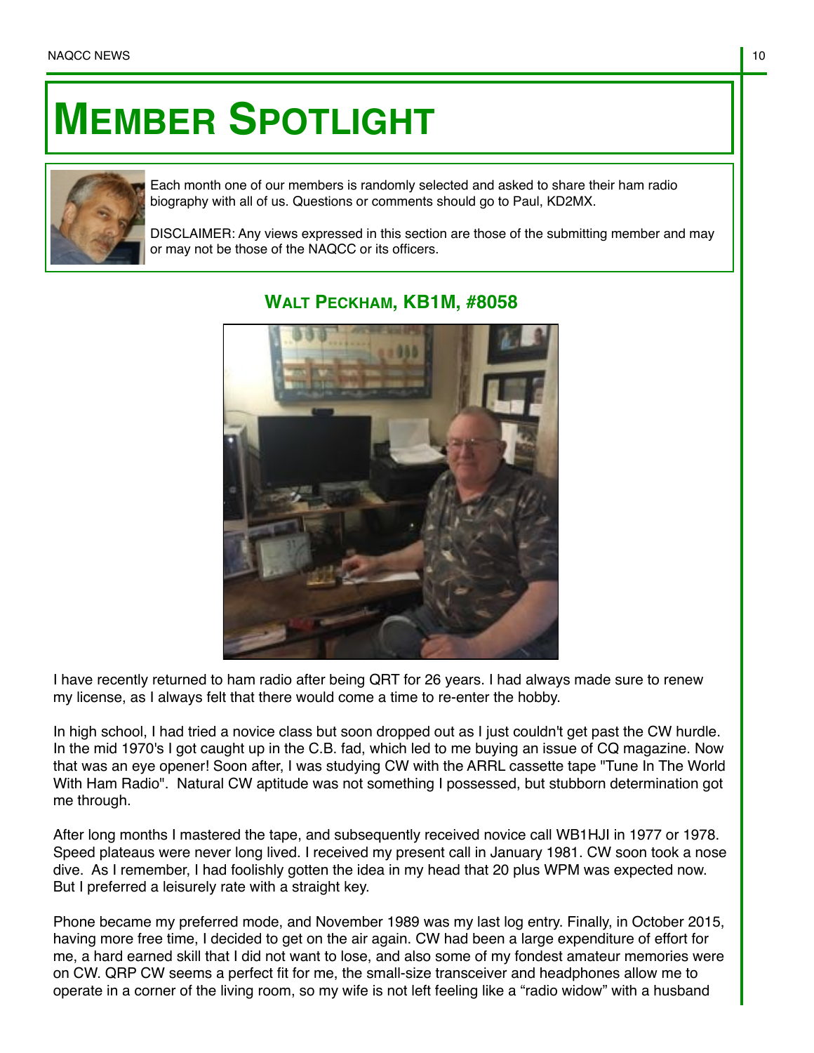# MEMBER SPOTLIGHT

Each month one of our members is randomly selected and asked to share their ham radio biography with all of us. Questions or comments should go to Paul, KD2MX.

DISCLAIMER: Any views expressed in this section are those of the submitting member and may or may not be those of the NAQCC or its officers.

## WALT PECKHAM, KB1M, #8058

I have recently returned to ham radio after being QRT for 26 years. I had always made sure to renew my license, as I always felt that there would come a time to re-enter the hobby.

In high school, I had tried a novice class but soon dropped out as I just couldn't get past the CW hurdle. In the mid 1970's I got caught up in the C.B. fad, which led to me buying an issue of CQ magazine. Now that was an eye opener! Soon after, I was studying CW with the ARRL cassette tape "Tune In The World With Ham Radio". Natural CW aptitude was not something I possessed, but stubborn determination got me through.

After long months I mastered the tape, and subsequently received novice call WB1HJI in 1977 or 1978. Speed plateaus were never long lived. I received my present call in January 1981. CW soon took a nose dive. As I remember, I had foolishly gotten the idea in my head that 20 plus WPM was expected now. But I preferred a leisurely rate with a straight key.

Phone became my preferred mode, and November 1989 was my last log entry. Finally, in October 2015, having more free time, I decided to get on the air again. CW had been a large expenditure of effort for me, a hard earned skill that I did not want to lose, and also some of my fondest amateur memories were on CW. QRP CW seems a perfect fit for me, the small-size transceiver and headphones allow me to operate in a corner of the living room, so my wife is not left feeling like a "radio widow" with a husband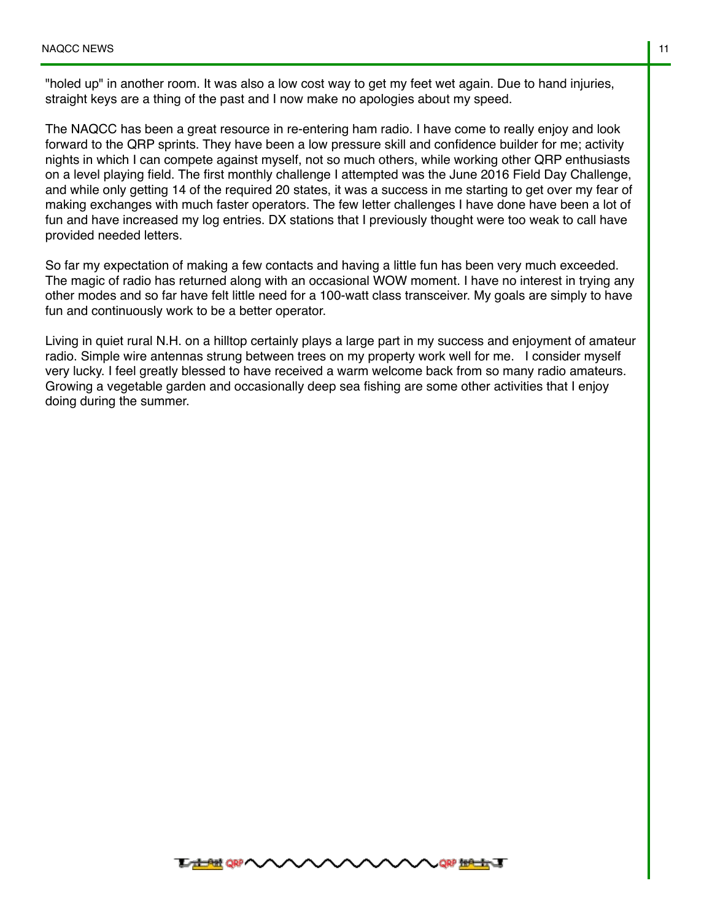"holed up" in another room. It was also a low cost way to get my feet wet again. Due to hand injuries, straight keys are a thing of the past and I now make no apologies about my speed.

The NAQCC has been a great resource in re-entering ham radio. I have come to really enjoy and look forward to the QRP sprints. They have been a low pressure skill and confidence builder for me; activity nights in which I can compete against myself, not so much others, while working other QRP enthusiasts on a level playing field. The first monthly challenge I attempted was the June 2016 Field Day Challenge, and while only getting 14 of the required 20 states, it was a success in me starting to get over my fear of making exchanges with much faster operators. The few letter challenges I have done have been a lot of fun and have increased my log entries. DX stations that I previously thought were too weak to call have provided needed letters.

So far my expectation of making a few contacts and having a little fun has been very much exceeded. The magic of radio has returned along with an occasional WOW moment. I have no interest in trying any other modes and so far have felt little need for a 100-watt class transceiver. My goals are simply to have fun and continuously work to be a better operator.

Living in quiet rural N.H. on a hilltop certainly plays a large part in my success and enjoyment of amateur radio. Simple wire antennas strung between trees on my property work well for me. I consider myself very lucky. I feel greatly blessed to have received a warm welcome back from so many radio amateurs. Growing a vegetable garden and occasionally deep sea fishing are some other activities that I enjoy doing during the summer.